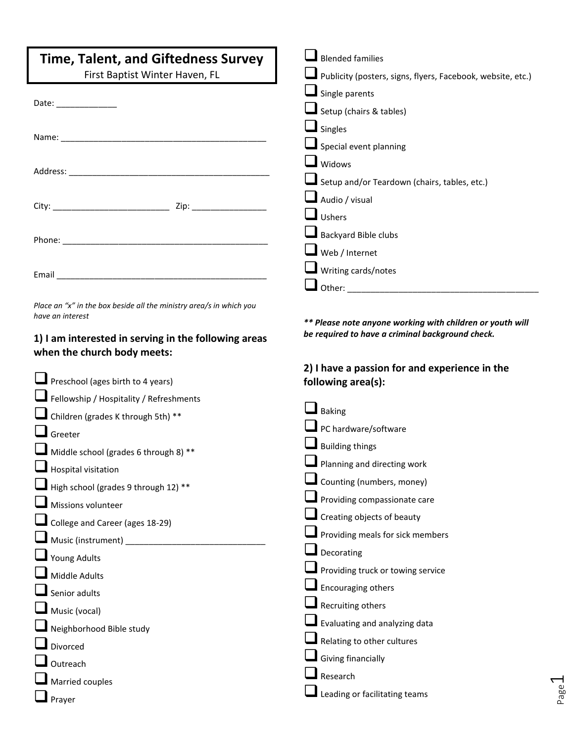# Time, Talent, and Giftedness Survey

First Baptist Winter Haven, FL

Date: _____________

Name: ____________________________________________

Address: ____________________________________________

City: _________________________ Zip: ________________

Phone: ____________________________________________

Email ____________________________________________

*Place an "x" in the box beside all the ministry area/s in which you have an interest*

### 1) I am interested in serving in the following areas when the church body meets:

- ☐ Preschool (ages birth to 4 years)
- ☐ Fellowship / Hospitality / Refreshments
- ☐ Children (grades K through 5th) **
- ☐ Greeter
- ☐ Middle school (grades 6 through 8) **
- ☐ Hospital visitation
- ☐ High school (grades 9 through 12) **
- ☐ Missions volunteer
- ☐ College and Career (ages 18-29)
- ☐ Music (instrument) _____________________________
- ☐ Young Adults
- ☐ Middle Adults
- ☐ Senior adults
- ☐ Music (vocal)
- ☐ Neighborhood Bible study
- ☐ Divorced
- ☐ Outreach
- ☐ Married couples
- ☐ Prayer
- ☐ Blended families
- ☐ Publicity (posters, signs, flyers, Facebook, website, etc.)
- ☐ Single parents
- ☐ Setup (chairs & tables)
- ☐ Singles
- ☐ Special event planning
- ☐ Widows
- ☐ Setup and/or Teardown (chairs, tables, etc.)
- ☐ Audio / visual
- ☐ Ushers
- ☐ Backyard Bible clubs
- ☐ Web / Internet
- ☐ Writing cards/notes
- ☐ Other: _________________________________________

***** Please note anyone working with children or youth will be required to have a criminal background check.***

### 2) I have a passion for and experience in the following area(s):

- ☐ Baking
- ☐ PC hardware/software
- ☐ Building things
- ☐ Planning and directing work
- ☐ Counting (numbers, money)
- ☐ Providing compassionate care
- ☐ Creating objects of beauty
- ☐ Providing meals for sick members
- ☐ Decorating
- ☐ Providing truck or towing service
- ☐ Encouraging others
- ☐ Recruiting others
- ☐ Evaluating and analyzing data
- ☐ Relating to other cultures
- ☐ Giving financially
- ☐ Research
- ☐ Leading or facilitating teams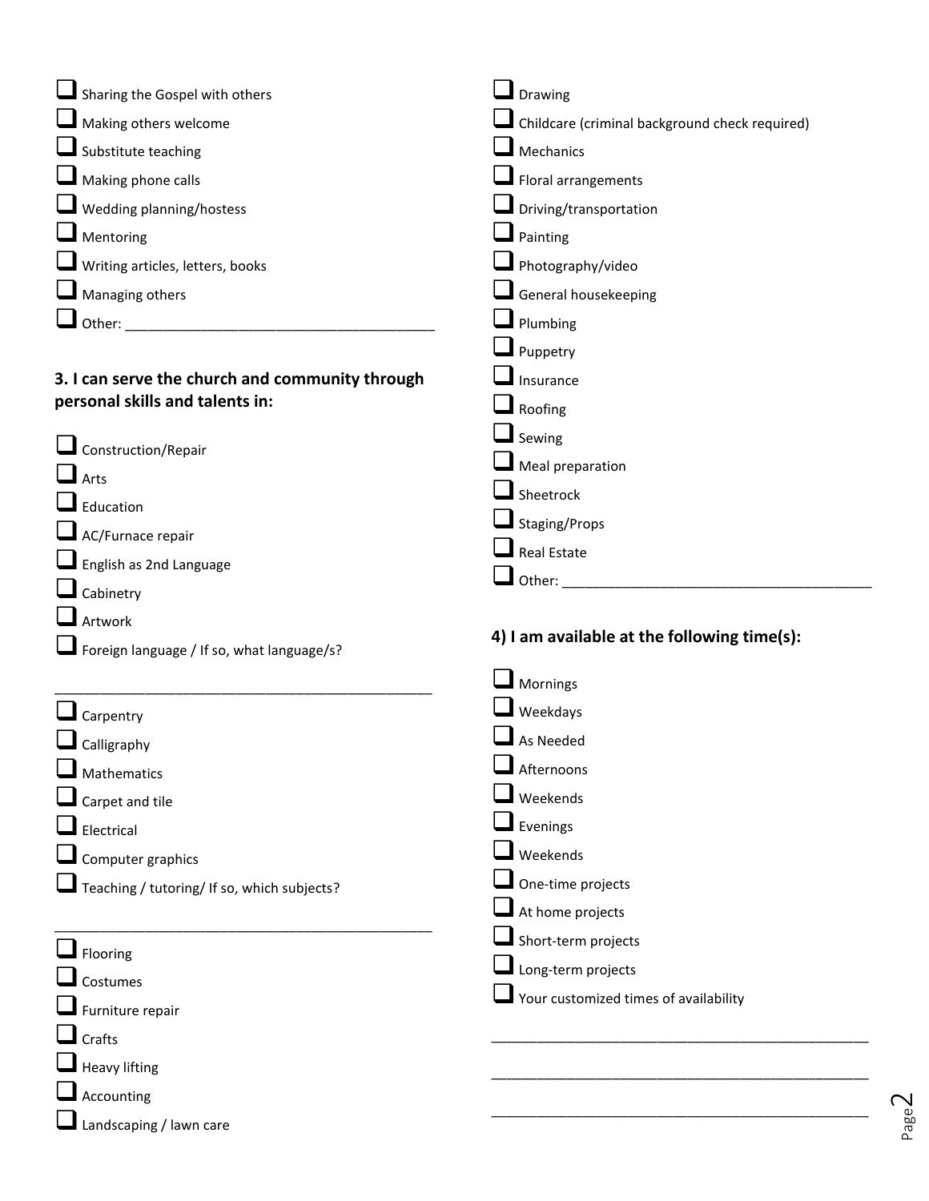- ☐ Sharing the Gospel with others
- ☐ Making others welcome
- ☐ Substitute teaching
- ☐ Making phone calls
- ☐ Wedding planning/hostess
- ☐ Mentoring
- ☐ Writing articles, letters, books
- ☐ Managing others
- ☐ Other: ________________________________________

### 3. I can serve the church and community through personal skills and talents in:

- ☐ Construction/Repair
- ☐ Arts
- ☐ Education
- ☐ AC/Furnace repair
- ☐ English as 2nd Language
- ☐ Cabinetry
- ☐ Artwork
- ☐ Foreign language / If so, what language/s?

__________________________________________________

- ☐ Carpentry
- ☐ Calligraphy
- ☐ Mathematics
- ☐ Carpet and tile
- ☐ Electrical
- ☐ Computer graphics
- ☐ Teaching / tutoring/ If so, which subjects?

__________________________________________________

- ☐ Flooring
- ☐ Costumes
- ☐ Furniture repair
- ☐ Crafts
- ☐ Heavy lifting
- ☐ Accounting
- ☐ Landscaping / lawn care
- ☐ Drawing
- ☐ Childcare (criminal background check required)
- ☐ Mechanics
- ☐ Floral arrangements
- ☐ Driving/transportation
- ☐ Painting
- ☐ Photography/video
- ☐ General housekeeping
- ☐ Plumbing
- ☐ Puppetry
- ☐ Insurance
- ☐ Roofing
- ☐ Sewing
- ☐ Meal preparation
- ☐ Sheetrock
- ☐ Staging/Props
- ☐ Real Estate
- ☐ Other: ________________________________________

### 4) I am available at the following time(s):

- ☐ Mornings
- ☐ Weekdays
- ☐ As Needed
- ☐ Afternoons
- ☐ Weekends
- ☐ Evenings
- ☐ Weekends
- ☐ One-time projects
- ☐ At home projects
- ☐ Short-term projects
- ☐ Long-term projects
- ☐ Your customized times of availability

__________________________________________________

__________________________________________________

__________________________________________________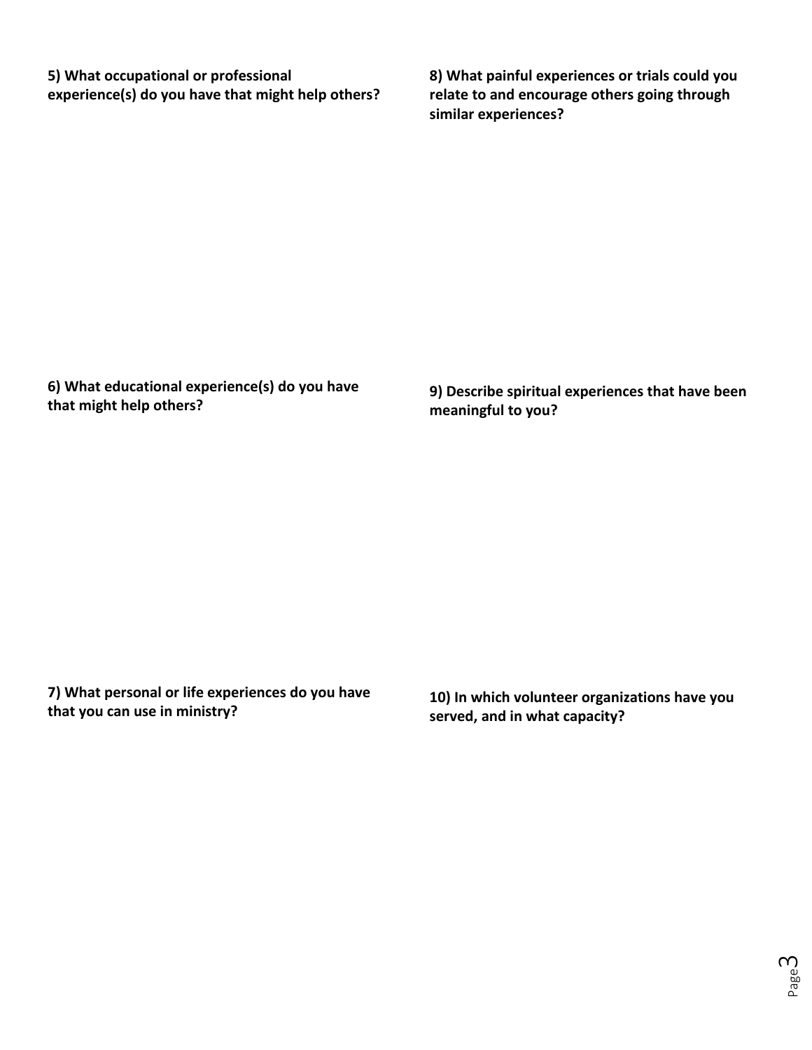**5) What occupational or professional experience(s) do you have that might help others?**

**6) What educational experience(s) do you have that might help others?**

**7) What personal or life experiences do you have that you can use in ministry?**

**8) What painful experiences or trials could you relate to and encourage others going through similar experiences?**

**9) Describe spiritual experiences that have been meaningful to you?**

**10) In which volunteer organizations have you served, and in what capacity?**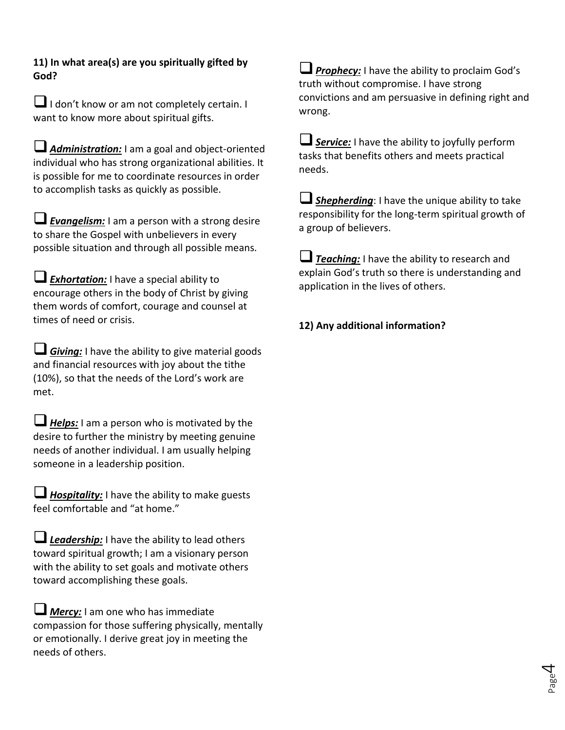**11) In what area(s) are you spiritually gifted by God?**

- ☐ I don't know or am not completely certain. I want to know more about spiritual gifts.
- ☐ ***Administration:*** I am a goal and object-oriented individual who has strong organizational abilities. It is possible for me to coordinate resources in order to accomplish tasks as quickly as possible.
- ☐ ***Evangelism:*** I am a person with a strong desire to share the Gospel with unbelievers in every possible situation and through all possible means.
- ☐ ***Exhortation:*** I have a special ability to encourage others in the body of Christ by giving them words of comfort, courage and counsel at times of need or crisis.
- ☐ ***Giving:*** I have the ability to give material goods and financial resources with joy about the tithe (10%), so that the needs of the Lord's work are met.
- ☐ ***Helps:*** I am a person who is motivated by the desire to further the ministry by meeting genuine needs of another individual. I am usually helping someone in a leadership position.
- ☐ ***Hospitality:*** I have the ability to make guests feel comfortable and "at home."
- ☐ ***Leadership:*** I have the ability to lead others toward spiritual growth; I am a visionary person with the ability to set goals and motivate others toward accomplishing these goals.
- ☐ ***Mercy:*** I am one who has immediate compassion for those suffering physically, mentally or emotionally. I derive great joy in meeting the needs of others.
- ☐ ***Prophecy:*** I have the ability to proclaim God's truth without compromise. I have strong convictions and am persuasive in defining right and wrong.
- ☐ ***Service:*** I have the ability to joyfully perform tasks that benefits others and meets practical needs.
- ☐ ***Shepherding***: I have the unique ability to take responsibility for the long-term spiritual growth of a group of believers.
- ☐ ***Teaching:*** I have the ability to research and explain God's truth so there is understanding and application in the lives of others.

**12) Any additional information?**